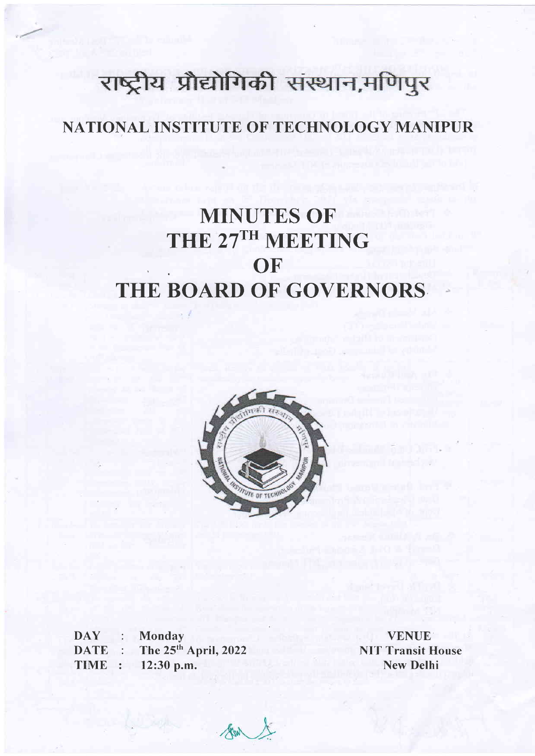# राष्ट्रीय प्रौद्योगिकी संस्थान,मणिपुर

## NATIONAL INSTITUTE OF TECHNOLOGY MANIPUR

# MINUTES OF THE 27TH MEETING OF THE BOARD OF GOVERNORS

| | | | |
|---|---|---|---|
| DAY | : | Monday | VENUE |
| DATE | : | The 25th April, 2022 | NIT Transit House |
| TIME | : | 12:30 p.m. | New Delhi |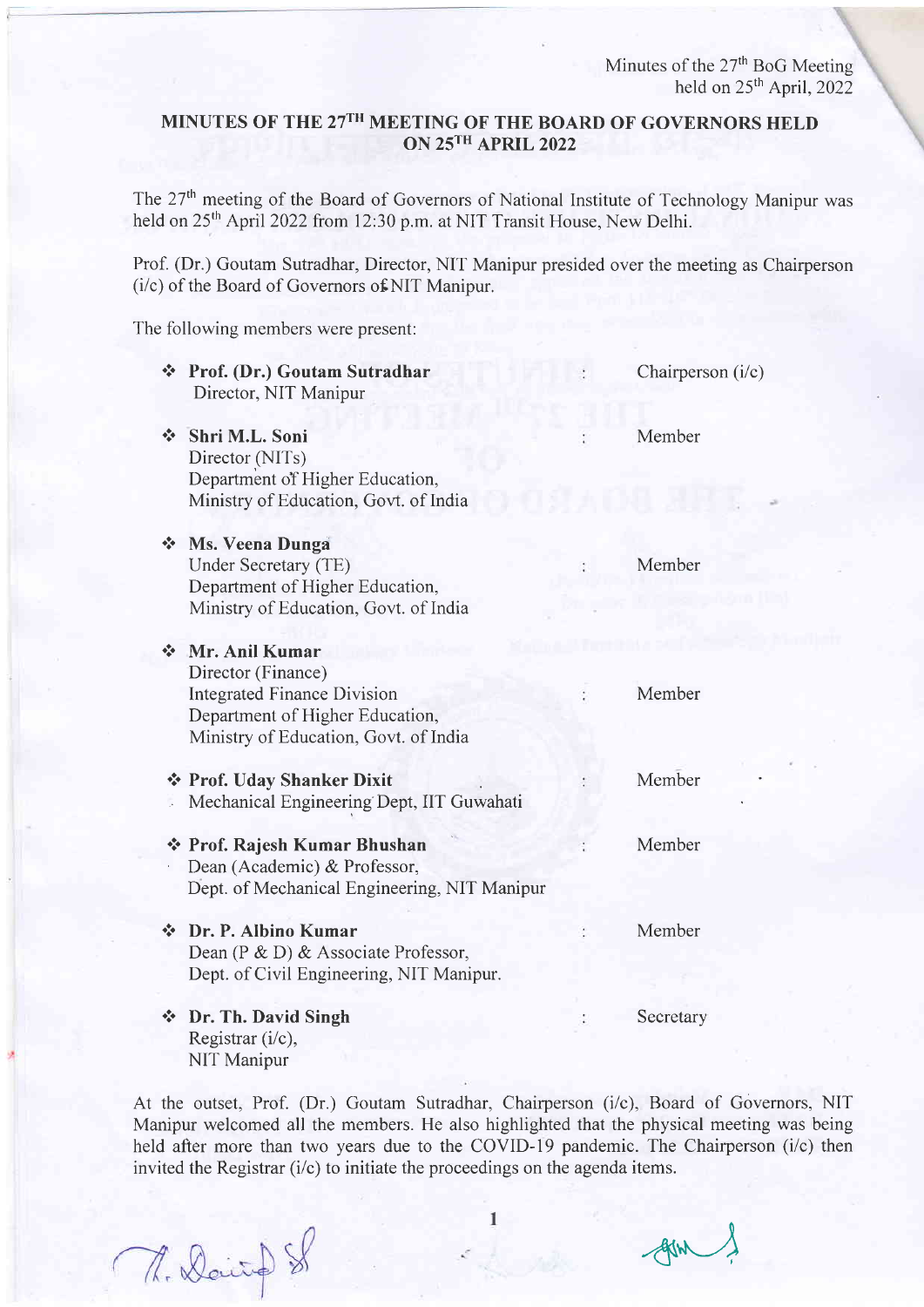# MINUTES OF THE 27TH MEETING OF THE BOARD OF GOVERNORS HELD ON 25TH APRIL 2022

The 27th meeting of the Board of Governors of National Institute of Technology Manipur was held on 25th April 2022 from 12:30 p.m. at NIT Transit House, New Delhi.

Prof. (Dr.) Goutam Sutradhar, Director, NIT Manipur presided over the meeting as Chairperson (i/c) of the Board of Governors of NIT Manipur.

The following members were present:

| | | |
|---|---|---|
| ❖ **Prof. (Dr.) Goutam Sutradhar**<br>Director, NIT Manipur | : | Chairperson (i/c) |
| ❖ **Shri M.L. Soni**<br>Director (NITs)<br>Department of Higher Education,<br>Ministry of Education, Govt. of India | : | Member |
| ❖ **Ms. Veena Dunga**<br>Under Secretary (TE)<br>Department of Higher Education,<br>Ministry of Education, Govt. of India | : | Member |
| ❖ **Mr. Anil Kumar**<br>Director (Finance)<br>Integrated Finance Division<br>Department of Higher Education,<br>Ministry of Education, Govt. of India | : | Member |
| ❖ **Prof. Uday Shanker Dixit**<br>Mechanical Engineering Dept, IIT Guwahati | : | Member |
| ❖ **Prof. Rajesh Kumar Bhushan**<br>Dean (Academic) & Professor,<br>Dept. of Mechanical Engineering, NIT Manipur | : | Member |
| ❖ **Dr. P. Albino Kumar**<br>Dean (P & D) & Associate Professor,<br>Dept. of Civil Engineering, NIT Manipur. | : | Member |
| ❖ **Dr. Th. David Singh**<br>Registrar (i/c),<br>NIT Manipur | : | Secretary |

At the outset, Prof. (Dr.) Goutam Sutradhar, Chairperson (i/c), Board of Governors, NIT Manipur welcomed all the members. He also highlighted that the physical meeting was being held after more than two years due to the COVID-19 pandemic. The Chairperson (i/c) then invited the Registrar (i/c) to initiate the proceedings on the agenda items.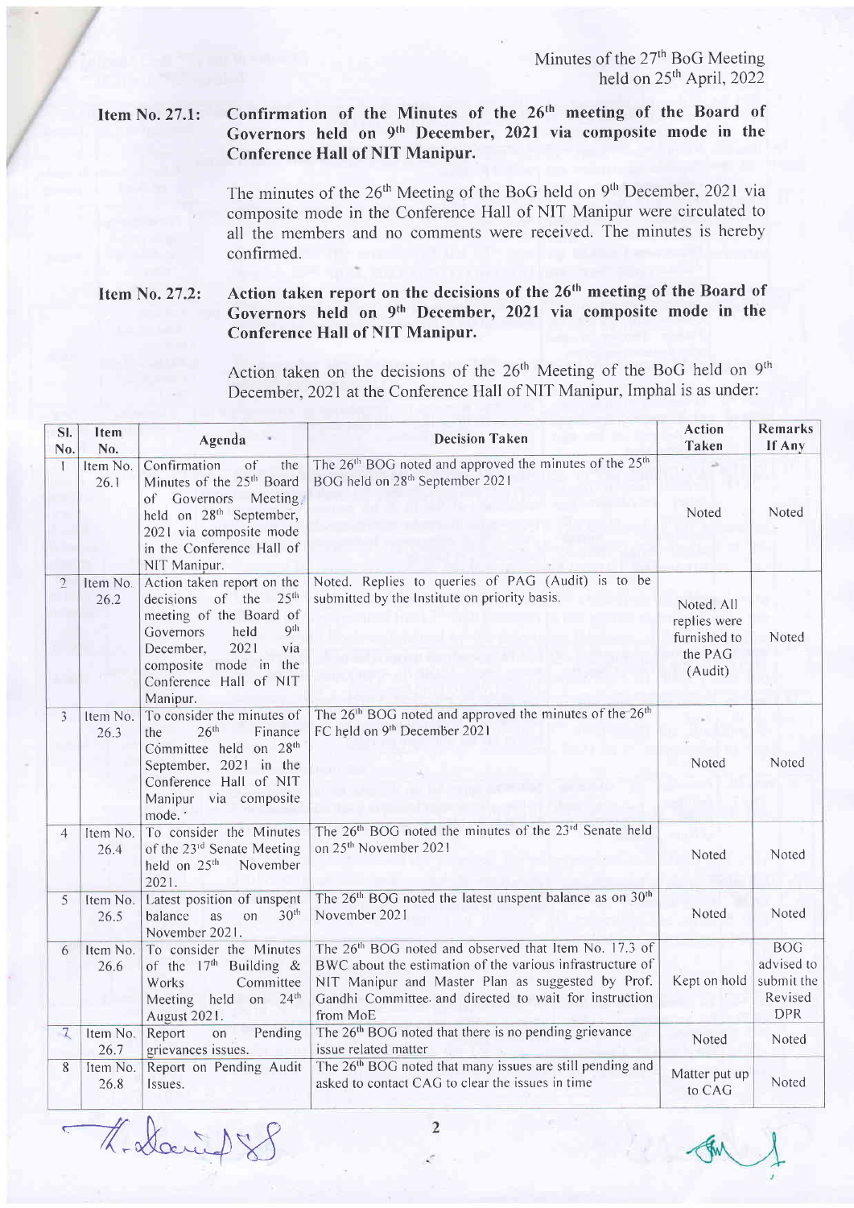**Item No. 27.1: Confirmation of the Minutes of the 26th meeting of the Board of Governors held on 9th December, 2021 via composite mode in the Conference Hall of NIT Manipur.**

The minutes of the 26th Meeting of the BoG held on 9th December, 2021 via composite mode in the Conference Hall of NIT Manipur were circulated to all the members and no comments were received. The minutes is hereby confirmed.

**Item No. 27.2: Action taken report on the decisions of the 26th meeting of the Board of Governors held on 9th December, 2021 via composite mode in the Conference Hall of NIT Manipur.**

Action taken on the decisions of the 26th Meeting of the BoG held on 9th December, 2021 at the Conference Hall of NIT Manipur, Imphal is as under:

| Sl. No. | Item No. | Agenda | Decision Taken | Action Taken | Remarks If Any |
|---|---|---|---|---|---|
| 1 | Item No. 26.1 | Confirmation of the Minutes of the 25th Board of Governors Meeting held on 28th September, 2021 via composite mode in the Conference Hall of NIT Manipur. | The 26th BOG noted and approved the minutes of the 25th BOG held on 28th September 2021 | Noted | Noted |
| 2 | Item No. 26.2 | Action taken report on the decisions of the 25th meeting of the Board of Governors held on 9th December, 2021 via composite mode in the Conference Hall of NIT Manipur. | Noted. Replies to queries of PAG (Audit) is to be submitted by the Institute on priority basis. | Noted. All replies were furnished to the PAG (Audit) | Noted |
| 3 | Item No. 26.3 | To consider the minutes of the 26th Finance Committee held on 28th September, 2021 in the Conference Hall of NIT Manipur via composite mode. | The 26th BOG noted and approved the minutes of the 26th FC held on 9th December 2021 | Noted | Noted |
| 4 | Item No. 26.4 | To consider the Minutes of the 23rd Senate Meeting held on 25th November 2021. | The 26th BOG noted the minutes of the 23rd Senate held on 25th November 2021 | Noted | Noted |
| 5 | Item No. 26.5 | Latest position of unspent balance as on 30th November 2021. | The 26th BOG noted the latest unspent balance as on 30th November 2021 | Noted | Noted |
| 6 | Item No. 26.6 | To consider the Minutes of the 17th Building & Works Committee Meeting held on 24th August 2021. | The 26th BOG noted and observed that Item No. 17.3 of BWC about the estimation of the various infrastructure of NIT Manipur and Master Plan as suggested by Prof. Gandhi Committee and directed to wait for instruction from MoE | Kept on hold | BOG advised to submit the Revised DPR |
| 7 | Item No. 26.7 | Report on Pending grievances issues. | The 26th BOG noted that there is no pending grievance issue related matter | Noted | Noted |
| 8 | Item No. 26.8 | Report on Pending Audit Issues. | The 26th BOG noted that many issues are still pending and asked to contact CAG to clear the issues in time | Matter put up to CAG | Noted |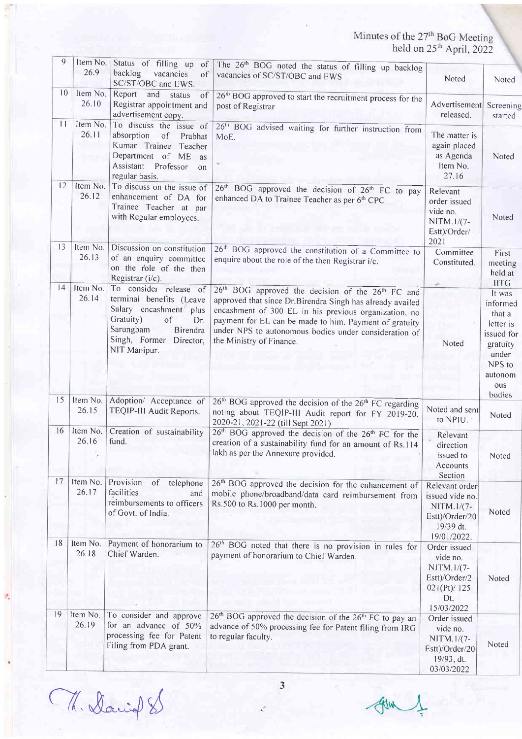| | | | | | |
|---|---|---|---|---|---|
| 9 | Item No. 26.9 | Status of filling up of backlog vacancies of SC/ST/OBC and EWS. | The 26th BOG noted the status of filling up backlog vacancies of SC/ST/OBC and EWS | Noted | Noted |
| 10 | Item No. 26.10 | Report and status of Registrar appointment and advertisement copy. | 26th BOG approved to start the recruitment process for the post of Registrar | Advertisement released. | Screening started |
| 11 | Item No. 26.11 | To discuss the issue of absorption of Prabhat Kumar Trainee Teacher Department of ME as Assistant Professor on regular basis. | 26th BOG advised waiting for further instruction from MoE. | The matter is again placed as Agenda Item No. 27.16 | Noted |
| 12 | Item No. 26.12 | To discuss on the issue of enhancement of DA for Trainee Teacher at par with Regular employees. | 26th BOG approved the decision of 26th FC to pay enhanced DA to Trainee Teacher as per 6th CPC | Relevant order issued vide no. NITM.1/(7-Estt)/Order/ 2021 | Noted |
| 13 | Item No. 26.13 | Discussion on constitution of an enquiry committee on the role of the then Registrar (i/c). | 26th BOG approved the constitution of a Committee to enquire about the role of the then Registrar i/c. | Committee Constituted. | First meeting held at IITG |
| 14 | Item No. 26.14 | To consider release of terminal benefits (Leave Salary encashment plus Gratuity) of Dr. Sarungbam Birendra Singh, Former Director, NIT Manipur. | 26th BOG approved the decision of the 26th FC and approved that since Dr.Birendra Singh has already availed encashment of 300 EL in his previous organization, no payment for EL can be made to him. Payment of gratuity under NPS to autonomous bodies under consideration of the Ministry of Finance. | Noted | It was informed that a letter is issued for gratuity under NPS to autonomous bodies |
| 15 | Item No. 26.15 | Adoption/ Acceptance of TEQIP-III Audit Reports. | 26th BOG approved the decision of the 26th FC regarding noting about TEQIP-III Audit report for FY 2019-20, 2020-21, 2021-22 (till Sept 2021) | Noted and sent to NPIU. | Noted |
| 16 | Item No. 26.16 | Creation of sustainability fund. | 26th BOG approved the decision of the 26th FC for the creation of a sustainability fund for an amount of Rs.114 lakh as per the Annexure provided. | Relevant direction issued to Accounts Section | Noted |
| 17 | Item No. 26.17 | Provision of telephone facilities and reimbursements to officers of Govt. of India. | 26th BOG approved the decision for the enhancement of mobile phone/broadband/data card reimbursement from Rs.500 to Rs.1000 per month. | Relevant order issued vide no. NITM.1/(7-Estt)/Order/2019/39 dt. 19/01/2022. | Noted |
| 18 | Item No. 26.18 | Payment of honorarium to Chief Warden. | 26th BOG noted that there is no provision in rules for payment of honorarium to Chief Warden. | Order issued vide no. NITM.1/(7-Estt)/Order/2021(Pt)/ 125 Dt. 15/03/2022 | Noted |
| 19 | Item No. 26.19 | To consider and approve for an advance of 50% processing fee for Patent Filing from PDA grant. | 26th BOG approved the decision of the 26th FC to pay an advance of 50% processing fee for Patent filing from IRG to regular faculty. | Order issued vide no. NITM.1/(7-Estt)/Order/2019/93, dt. 03/03/2022 | Noted |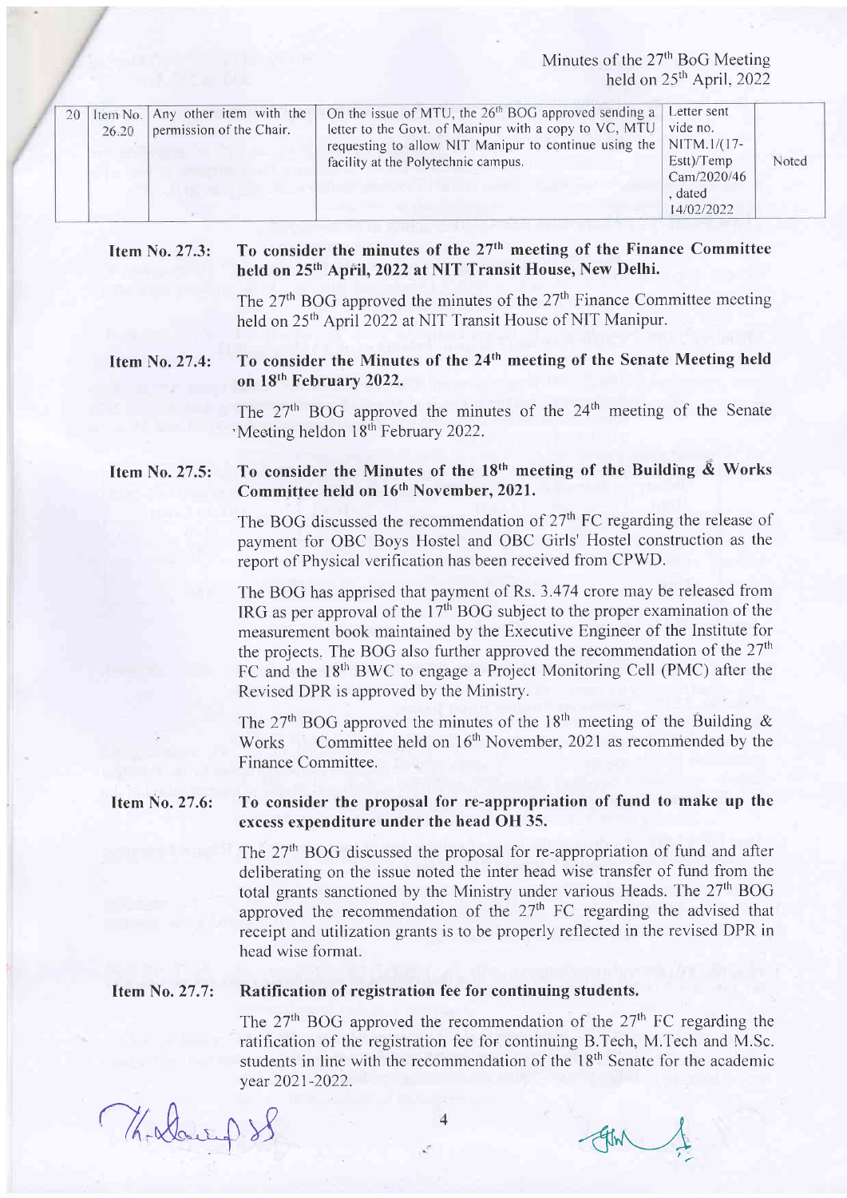| | | | | | |
|---|---|---|---|---|---|
| 20 | Item No. 26.20 | Any other item with the permission of the Chair. | On the issue of MTU, the 26th BOG approved sending a letter to the Govt. of Manipur with a copy to VC, MTU requesting to allow NIT Manipur to continue using the facility at the Polytechnic campus. | Letter sent vide no. NITM.1/(17-Estt)/Temp Cam/2020/46 , dated 14/02/2022 | Noted |

**Item No. 27.3: To consider the minutes of the 27th meeting of the Finance Committee held on 25th April, 2022 at NIT Transit House, New Delhi.**

The 27th BOG approved the minutes of the 27th Finance Committee meeting held on 25th April 2022 at NIT Transit House of NIT Manipur.

**Item No. 27.4: To consider the Minutes of the 24th meeting of the Senate Meeting held on 18th February 2022.**

The 27th BOG approved the minutes of the 24th meeting of the Senate Meeting heldon 18th February 2022.

**Item No. 27.5: To consider the Minutes of the 18th meeting of the Building & Works Committee held on 16th November, 2021.**

The BOG discussed the recommendation of 27th FC regarding the release of payment for OBC Boys Hostel and OBC Girls' Hostel construction as the report of Physical verification has been received from CPWD.

The BOG has apprised that payment of Rs. 3.474 crore may be released from IRG as per approval of the 17th BOG subject to the proper examination of the measurement book maintained by the Executive Engineer of the Institute for the projects. The BOG also further approved the recommendation of the 27th FC and the 18th BWC to engage a Project Monitoring Cell (PMC) after the Revised DPR is approved by the Ministry.

The 27th BOG approved the minutes of the 18th meeting of the Building & Works Committee held on 16th November, 2021 as recommended by the Finance Committee.

**Item No. 27.6: To consider the proposal for re-appropriation of fund to make up the excess expenditure under the head OH 35.**

The 27th BOG discussed the proposal for re-appropriation of fund and after deliberating on the issue noted the inter head wise transfer of fund from the total grants sanctioned by the Ministry under various Heads. The 27th BOG approved the recommendation of the 27th FC regarding the advised that receipt and utilization grants is to be properly reflected in the revised DPR in head wise format.

**Item No. 27.7: Ratification of registration fee for continuing students.**

The 27th BOG approved the recommendation of the 27th FC regarding the ratification of the registration fee for continuing B.Tech, M.Tech and M.Sc. students in line with the recommendation of the 18th Senate for the academic year 2021-2022.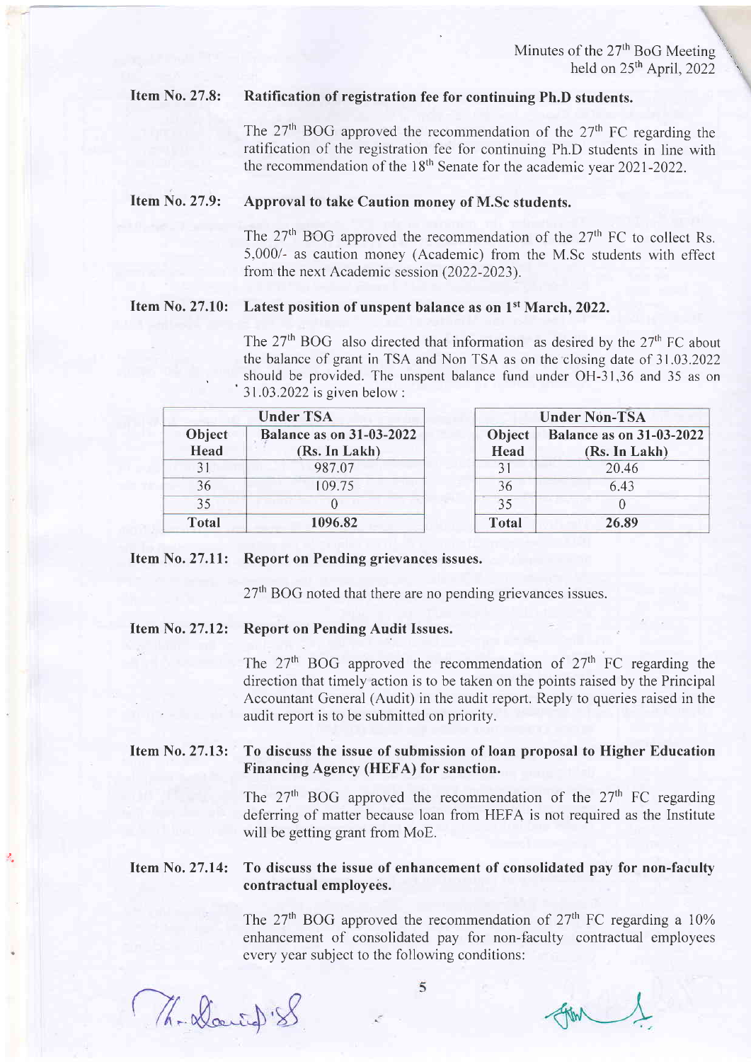**Item No. 27.8: Ratification of registration fee for continuing Ph.D students.**

The 27th BOG approved the recommendation of the 27th FC regarding the ratification of the registration fee for continuing Ph.D students in line with the recommendation of the 18th Senate for the academic year 2021-2022.

**Item No. 27.9: Approval to take Caution money of M.Sc students.**

The 27th BOG approved the recommendation of the 27th FC to collect Rs. 5,000/- as caution money (Academic) from the M.Sc students with effect from the next Academic session (2022-2023).

**Item No. 27.10: Latest position of unspent balance as on 1st March, 2022.**

The 27th BOG also directed that information as desired by the 27th FC about the balance of grant in TSA and Non TSA as on the closing date of 31.03.2022 should be provided. The unspent balance fund under OH-31,36 and 35 as on 31.03.2022 is given below :

| Under TSA | |
|---|---|
| Object Head | Balance as on 31-03-2022 (Rs. In Lakh) |
| 31 | 987.07 |
| 36 | 109.75 |
| 35 | 0 |
| Total | 1096.82 |

| Under Non-TSA | |
|---|---|
| Object Head | Balance as on 31-03-2022 (Rs. In Lakh) |
| 31 | 20.46 |
| 36 | 6.43 |
| 35 | 0 |
| Total | 26.89 |

**Item No. 27.11: Report on Pending grievances issues.**

27th BOG noted that there are no pending grievances issues.

**Item No. 27.12: Report on Pending Audit Issues.**

The 27th BOG approved the recommendation of 27th FC regarding the direction that timely action is to be taken on the points raised by the Principal Accountant General (Audit) in the audit report. Reply to queries raised in the audit report is to be submitted on priority.

**Item No. 27.13: To discuss the issue of submission of loan proposal to Higher Education Financing Agency (HEFA) for sanction.**

The 27th BOG approved the recommendation of the 27th FC regarding deferring of matter because loan from HEFA is not required as the Institute will be getting grant from MoE.

**Item No. 27.14: To discuss the issue of enhancement of consolidated pay for non-faculty contractual employees.**

The 27th BOG approved the recommendation of 27th FC regarding a 10% enhancement of consolidated pay for non-faculty contractual employees every year subject to the following conditions: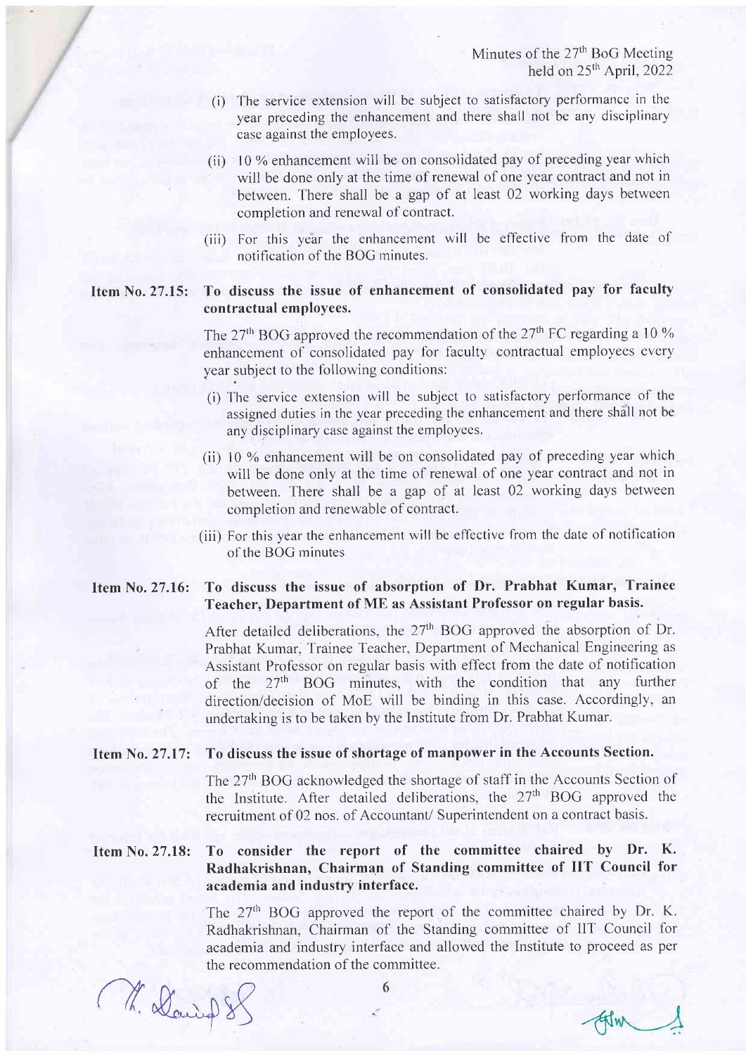(i) The service extension will be subject to satisfactory performance in the year preceding the enhancement and there shall not be any disciplinary case against the employees.

(ii) 10 % enhancement will be on consolidated pay of preceding year which will be done only at the time of renewal of one year contract and not in between. There shall be a gap of at least 02 working days between completion and renewal of contract.

(iii) For this year the enhancement will be effective from the date of notification of the BOG minutes.

**Item No. 27.15: To discuss the issue of enhancement of consolidated pay for faculty contractual employees.**

The 27th BOG approved the recommendation of the 27th FC regarding a 10 % enhancement of consolidated pay for faculty contractual employees every year subject to the following conditions:

(i) The service extension will be subject to satisfactory performance of the assigned duties in the year preceding the enhancement and there shall not be any disciplinary case against the employees.

(ii) 10 % enhancement will be on consolidated pay of preceding year which will be done only at the time of renewal of one year contract and not in between. There shall be a gap of at least 02 working days between completion and renewable of contract.

(iii) For this year the enhancement will be effective from the date of notification of the BOG minutes

**Item No. 27.16: To discuss the issue of absorption of Dr. Prabhat Kumar, Trainee Teacher, Department of ME as Assistant Professor on regular basis.**

After detailed deliberations, the 27th BOG approved the absorption of Dr. Prabhat Kumar, Trainee Teacher, Department of Mechanical Engineering as Assistant Professor on regular basis with effect from the date of notification of the 27th BOG minutes, with the condition that any further direction/decision of MoE will be binding in this case. Accordingly, an undertaking is to be taken by the Institute from Dr. Prabhat Kumar.

**Item No. 27.17: To discuss the issue of shortage of manpower in the Accounts Section.**

The 27th BOG acknowledged the shortage of staff in the Accounts Section of the Institute. After detailed deliberations, the 27th BOG approved the recruitment of 02 nos. of Accountant/ Superintendent on a contract basis.

**Item No. 27.18: To consider the report of the committee chaired by Dr. K. Radhakrishnan, Chairman of Standing committee of IIT Council for academia and industry interface.**

The 27th BOG approved the report of the committee chaired by Dr. K. Radhakrishnan, Chairman of the Standing committee of IIT Council for academia and industry interface and allowed the Institute to proceed as per the recommendation of the committee.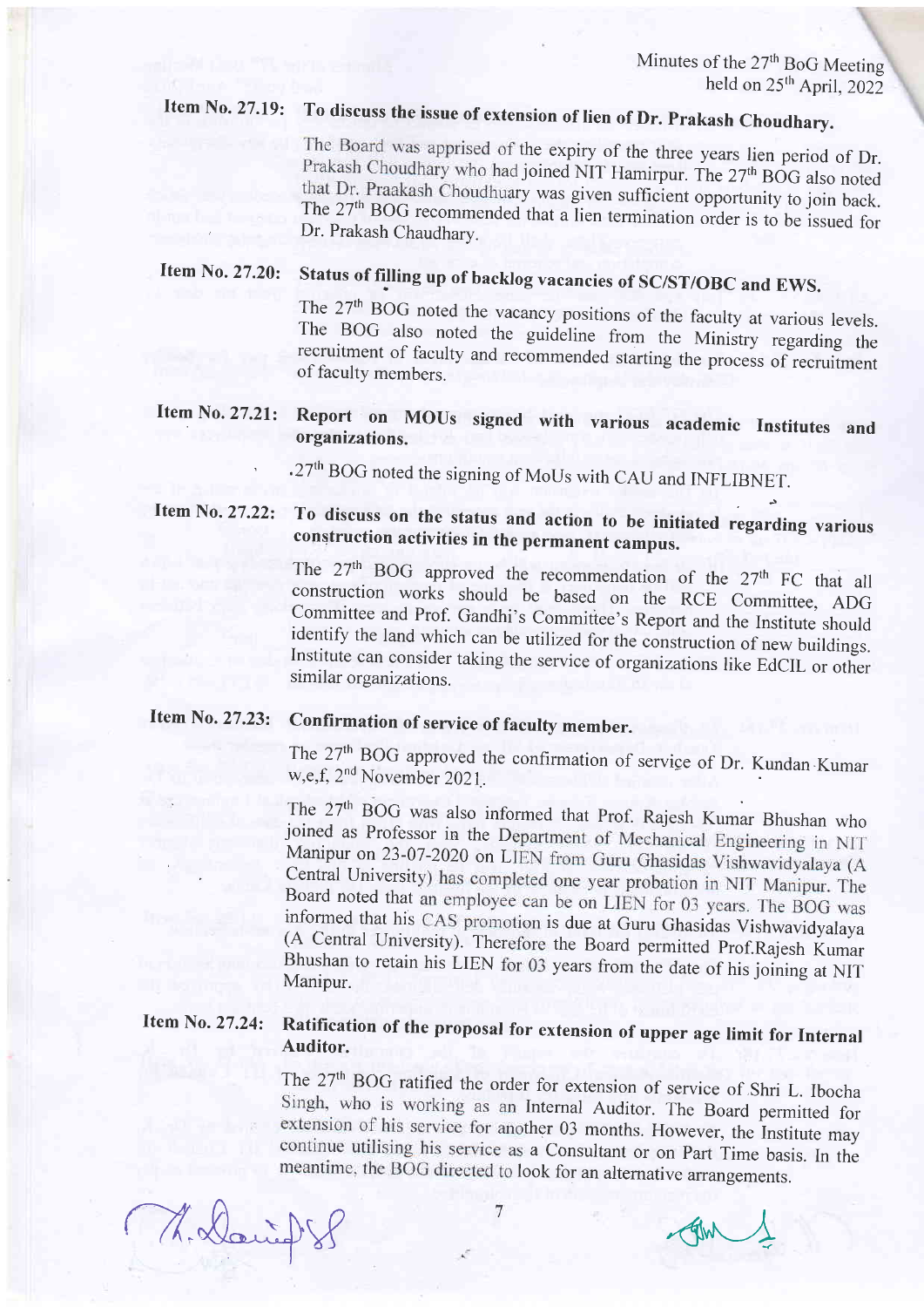**Item No. 27.19: To discuss the issue of extension of lien of Dr. Prakash Choudhary.**

The Board was apprised of the expiry of the three years lien period of Dr. Prakash Choudhary who had joined NIT Hamirpur. The 27th BOG also noted that Dr. Praakash Choudhuary was given sufficient opportunity to join back. The 27th BOG recommended that a lien termination order is to be issued for Dr. Prakash Chaudhary.

**Item No. 27.20: Status of filling up of backlog vacancies of SC/ST/OBC and EWS.**

The 27th BOG noted the vacancy positions of the faculty at various levels. The BOG also noted the guideline from the Ministry regarding the recruitment of faculty and recommended starting the process of recruitment of faculty members.

**Item No. 27.21: Report on MOUs signed with various academic Institutes and organizations.**

.27th BOG noted the signing of MoUs with CAU and INFLIBNET.

**Item No. 27.22: To discuss on the status and action to be initiated regarding various construction activities in the permanent campus.**

The 27th BOG approved the recommendation of the 27th FC that all construction works should be based on the RCE Committee, ADG Committee and Prof. Gandhi's Committee's Report and the Institute should identify the land which can be utilized for the construction of new buildings. Institute can consider taking the service of organizations like EdCIL or other similar organizations.

**Item No. 27.23: Confirmation of service of faculty member.**

The 27th BOG approved the confirmation of service of Dr. Kundan Kumar w,e,f, 2nd November 2021.

The 27th BOG was also informed that Prof. Rajesh Kumar Bhushan who joined as Professor in the Department of Mechanical Engineering in NIT Manipur on 23-07-2020 on LIEN from Guru Ghasidas Vishwavidyalaya (A Central University) has completed one year probation in NIT Manipur. The Board noted that an employee can be on LIEN for 03 years. The BOG was informed that his CAS promotion is due at Guru Ghasidas Vishwavidyalaya (A Central University). Therefore the Board permitted Prof.Rajesh Kumar Bhushan to retain his LIEN for 03 years from the date of his joining at NIT Manipur.

**Item No. 27.24: Ratification of the proposal for extension of upper age limit for Internal Auditor.**

The 27th BOG ratified the order for extension of service of Shri L. Ibocha Singh, who is working as an Internal Auditor. The Board permitted for extension of his service for another 03 months. However, the Institute may continue utilising his service as a Consultant or on Part Time basis. In the meantime, the BOG directed to look for an alternative arrangements.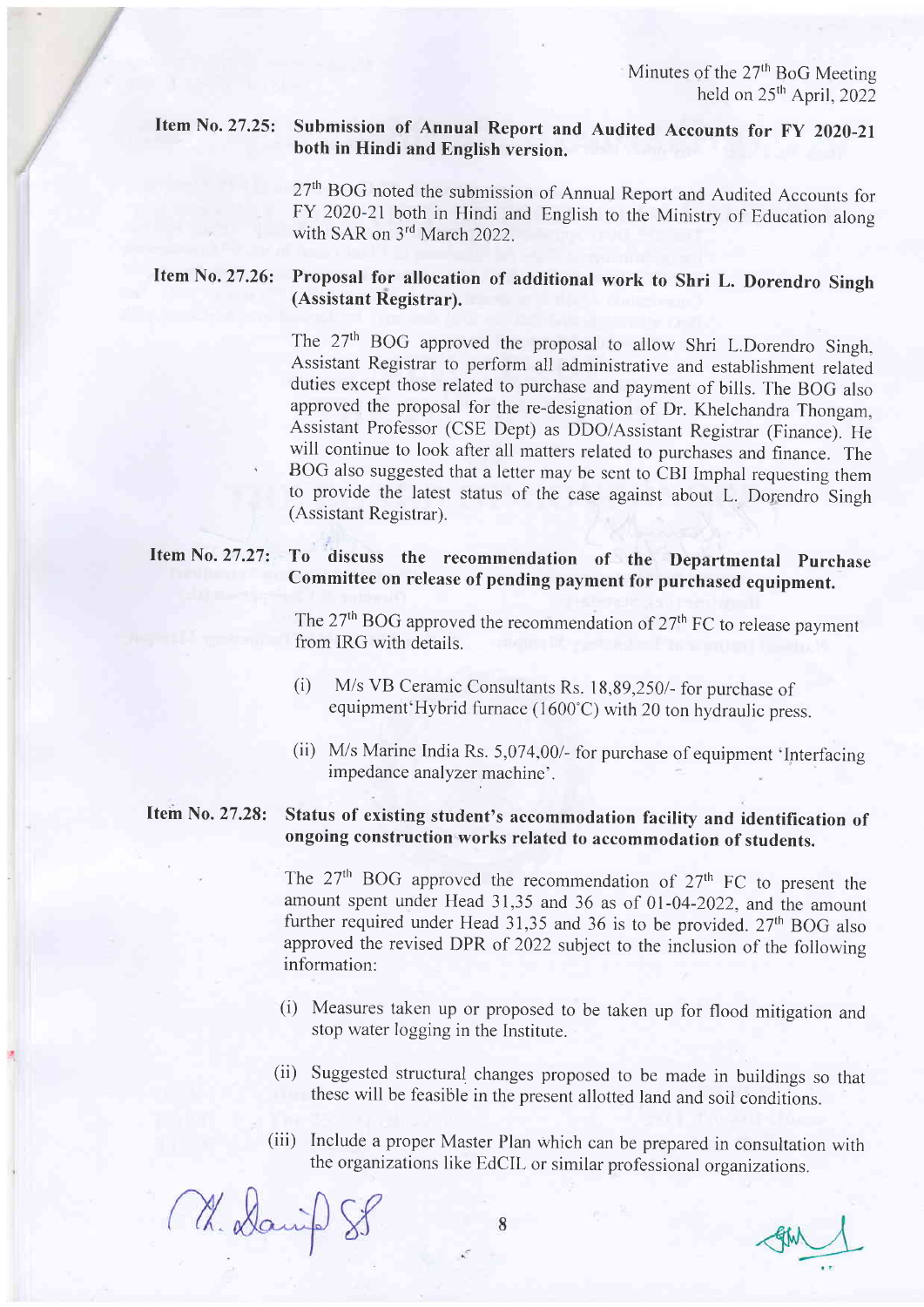**Item No. 27.25: Submission of Annual Report and Audited Accounts for FY 2020-21 both in Hindi and English version.**

27th BOG noted the submission of Annual Report and Audited Accounts for FY 2020-21 both in Hindi and English to the Ministry of Education along with SAR on 3rd March 2022.

**Item No. 27.26: Proposal for allocation of additional work to Shri L. Dorendro Singh (Assistant Registrar).**

The 27th BOG approved the proposal to allow Shri L.Dorendro Singh, Assistant Registrar to perform all administrative and establishment related duties except those related to purchase and payment of bills. The BOG also approved the proposal for the re-designation of Dr. Khelchandra Thongam, Assistant Professor (CSE Dept) as DDO/Assistant Registrar (Finance). He will continue to look after all matters related to purchases and finance. The BOG also suggested that a letter may be sent to CBI Imphal requesting them to provide the latest status of the case against about L. Dorendro Singh (Assistant Registrar).

**Item No. 27.27: To discuss the recommendation of the Departmental Purchase Committee on release of pending payment for purchased equipment.**

The 27th BOG approved the recommendation of 27th FC to release payment from IRG with details.

(i) M/s VB Ceramic Consultants Rs. 18,89,250/- for purchase of equipment'Hybrid furnace (1600°C) with 20 ton hydraulic press.

(ii) M/s Marine India Rs. 5,074,00/- for purchase of equipment 'Interfacing impedance analyzer machine'.

**Item No. 27.28: Status of existing student's accommodation facility and identification of ongoing construction works related to accommodation of students.**

The 27th BOG approved the recommendation of 27th FC to present the amount spent under Head 31,35 and 36 as of 01-04-2022, and the amount further required under Head 31,35 and 36 is to be provided. 27th BOG also approved the revised DPR of 2022 subject to the inclusion of the following information:

(i) Measures taken up or proposed to be taken up for flood mitigation and stop water logging in the Institute.

(ii) Suggested structural changes proposed to be made in buildings so that these will be feasible in the present allotted land and soil conditions.

(iii) Include a proper Master Plan which can be prepared in consultation with the organizations like EdCIL or similar professional organizations.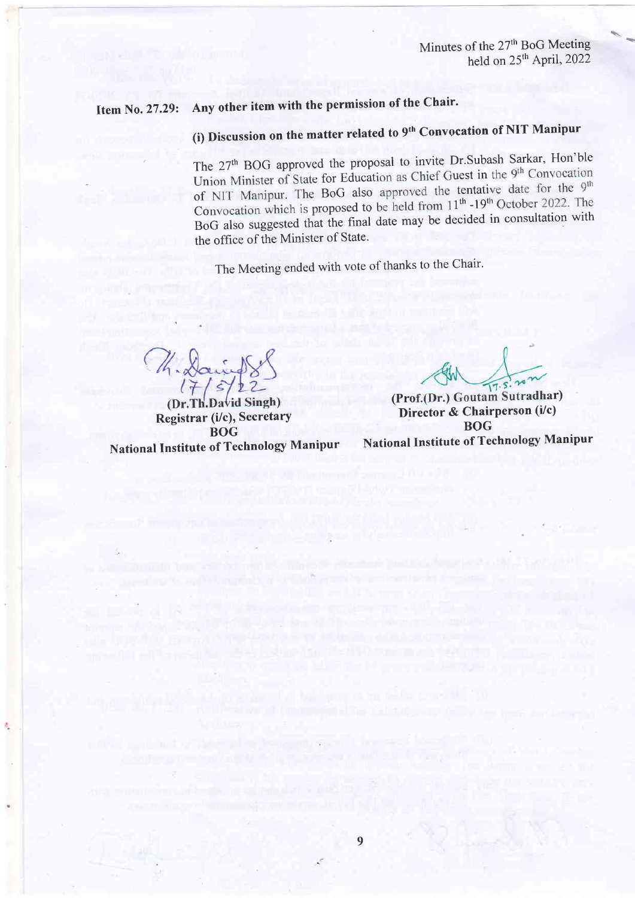Minutes of the 27th BoG Meeting
held on 25th April, 2022

**Item No. 27.29: Any other item with the permission of the Chair.**

**(i) Discussion on the matter related to 9th Convocation of NIT Manipur**

The 27th BOG approved the proposal to invite Dr.Subash Sarkar, Hon'ble Union Minister of State for Education as Chief Guest in the 9th Convocation of NIT Manipur. The BoG also approved the tentative date for the 9th Convocation which is proposed to be held from 11th -19th October 2022. The BoG also suggested that the final date may be decided in consultation with the office of the Minister of State.

The Meeting ended with vote of thanks to the Chair.

17/5/22

**(Dr.Th.David Singh)**
**Registrar (i/c), Secretary**
**BOG**
**National Institute of Technology Manipur**

17.5.2022

**(Prof.(Dr.) Goutam Sutradhar)**
**Director & Chairperson (i/c)**
**BOG**
**National Institute of Technology Manipur**